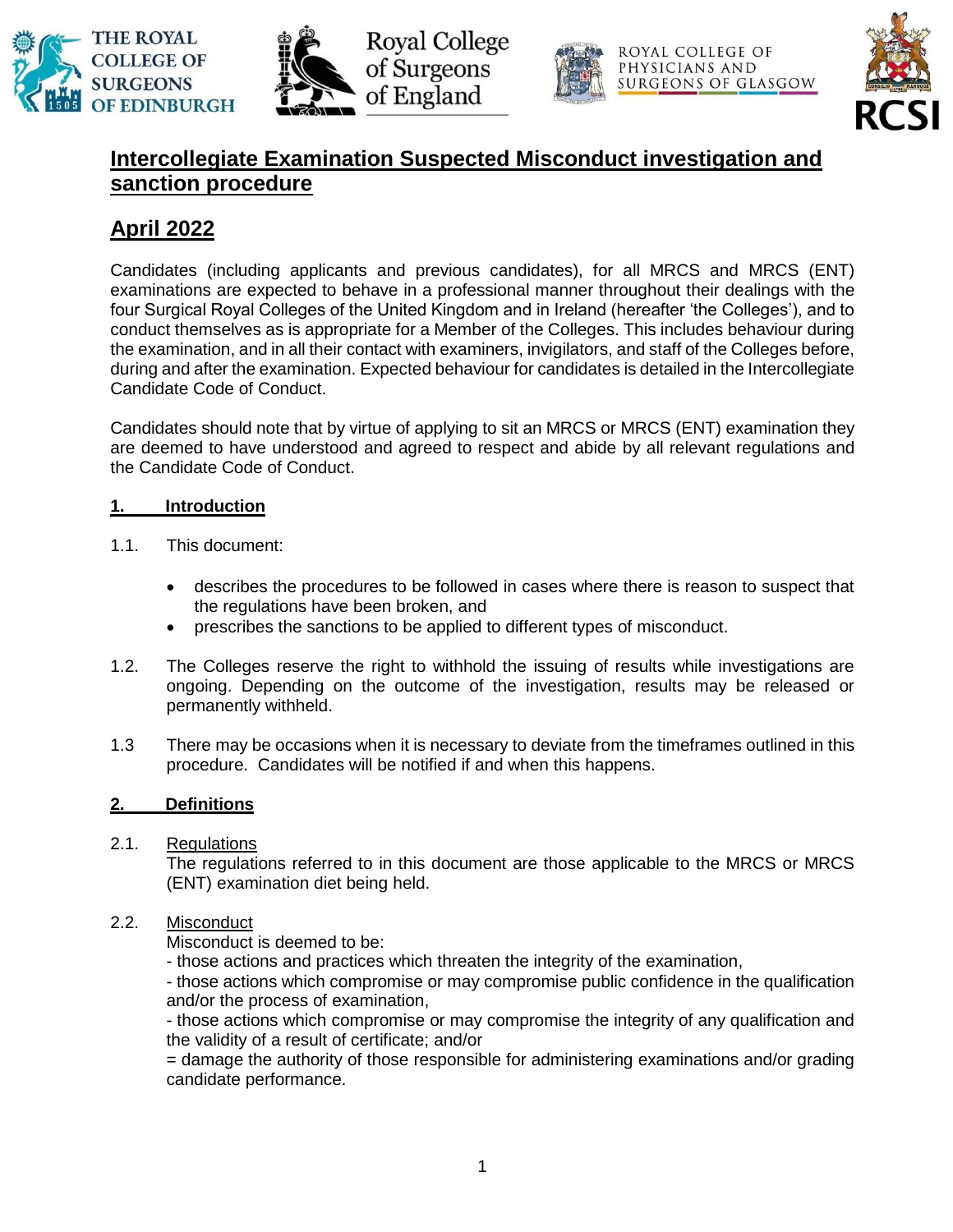# Intercollegiate Examination Suspected Misconduct investigation and sanction procedure

## April 2022

Candidates (including applicants and previous candidates), for all MRCS and MRCS (ENT) examinations are expected to behave in a professional manner throughout their dealings with the four Surgical Royal Colleges of the United Kingdom and in Ireland (hereafter 'the Colleges'), and to conduct themselves as is appropriate for a Member of the Colleges. This includes behaviour during the examination, and in all their contact with examiners, invigilators, and staff of the Colleges before, during and after the examination. Expected behaviour for candidates is detailed in the Intercollegiate Candidate Code of Conduct.

Candidates should note that by virtue of applying to sit an MRCS or MRCS (ENT) examination they are deemed to have understood and agreed to respect and abide by all relevant regulations and the Candidate Code of Conduct.

### 1. Introduction

1.1. This document:

- describes the procedures to be followed in cases where there is reason to suspect that the regulations have been broken, and
- prescribes the sanctions to be applied to different types of misconduct.

1.2. The Colleges reserve the right to withhold the issuing of results while investigations are ongoing. Depending on the outcome of the investigation, results may be released or permanently withheld.

1.3 There may be occasions when it is necessary to deviate from the timeframes outlined in this procedure. Candidates will be notified if and when this happens.

### 2. Definitions

2.1. Regulations
The regulations referred to in this document are those applicable to the MRCS or MRCS (ENT) examination diet being held.

2.2. Misconduct
Misconduct is deemed to be:
- those actions and practices which threaten the integrity of the examination,
- those actions which compromise or may compromise public confidence in the qualification and/or the process of examination,
- those actions which compromise or may compromise the integrity of any qualification and the validity of a result of certificate; and/or
= damage the authority of those responsible for administering examinations and/or grading candidate performance.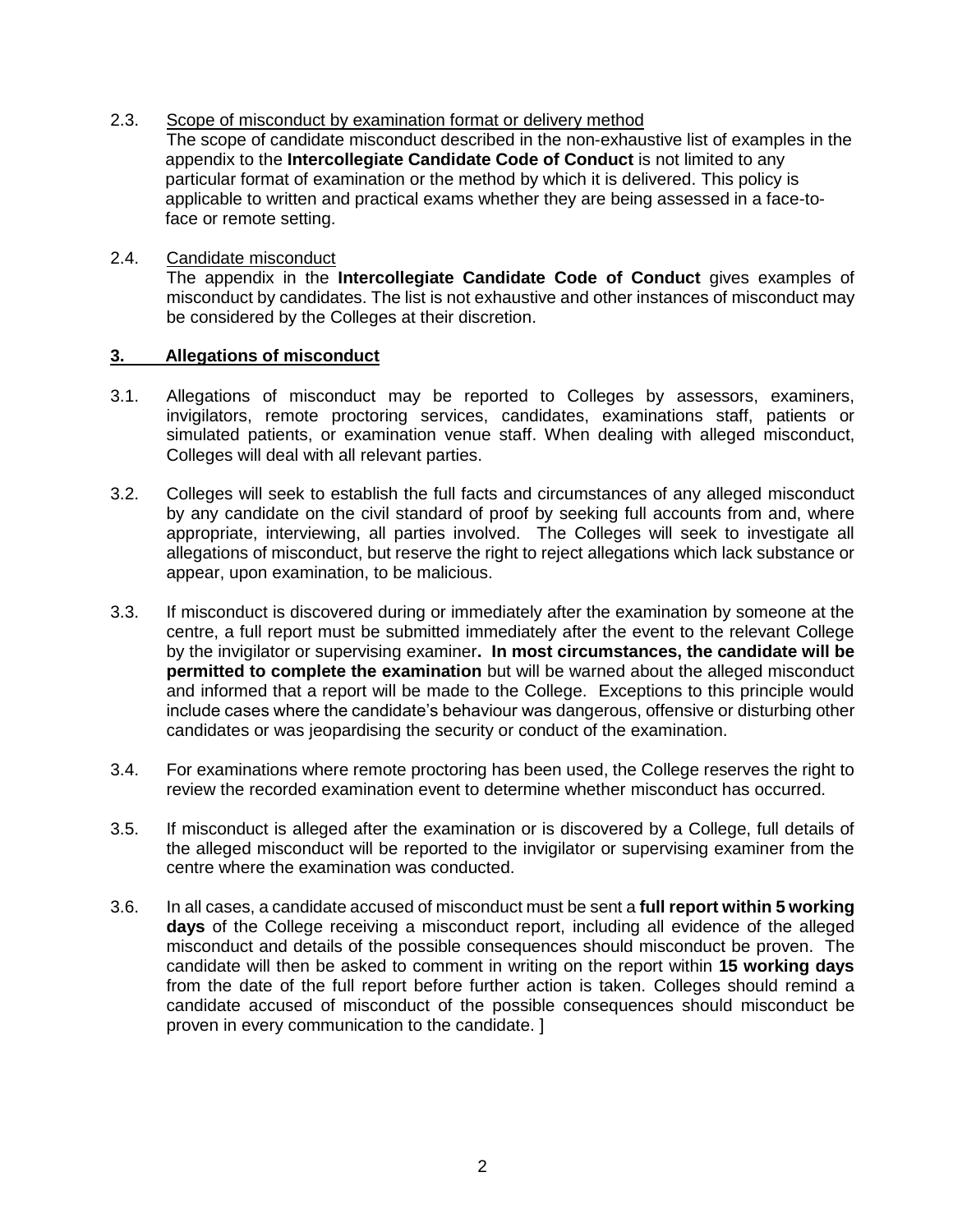2.3. Scope of misconduct by examination format or delivery method

The scope of candidate misconduct described in the non-exhaustive list of examples in the appendix to the **Intercollegiate Candidate Code of Conduct** is not limited to any particular format of examination or the method by which it is delivered. This policy is applicable to written and practical exams whether they are being assessed in a face-to-face or remote setting.

2.4. Candidate misconduct

The appendix in the **Intercollegiate Candidate Code of Conduct** gives examples of misconduct by candidates. The list is not exhaustive and other instances of misconduct may be considered by the Colleges at their discretion.

## 3. Allegations of misconduct

3.1. Allegations of misconduct may be reported to Colleges by assessors, examiners, invigilators, remote proctoring services, candidates, examinations staff, patients or simulated patients, or examination venue staff. When dealing with alleged misconduct, Colleges will deal with all relevant parties.

3.2. Colleges will seek to establish the full facts and circumstances of any alleged misconduct by any candidate on the civil standard of proof by seeking full accounts from and, where appropriate, interviewing, all parties involved. The Colleges will seek to investigate all allegations of misconduct, but reserve the right to reject allegations which lack substance or appear, upon examination, to be malicious.

3.3. If misconduct is discovered during or immediately after the examination by someone at the centre, a full report must be submitted immediately after the event to the relevant College by the invigilator or supervising examiner**. In most circumstances, the candidate will be permitted to complete the examination** but will be warned about the alleged misconduct and informed that a report will be made to the College. Exceptions to this principle would include cases where the candidate's behaviour was dangerous, offensive or disturbing other candidates or was jeopardising the security or conduct of the examination.

3.4. For examinations where remote proctoring has been used, the College reserves the right to review the recorded examination event to determine whether misconduct has occurred.

3.5. If misconduct is alleged after the examination or is discovered by a College, full details of the alleged misconduct will be reported to the invigilator or supervising examiner from the centre where the examination was conducted.

3.6. In all cases, a candidate accused of misconduct must be sent a **full report within 5 working days** of the College receiving a misconduct report, including all evidence of the alleged misconduct and details of the possible consequences should misconduct be proven. The candidate will then be asked to comment in writing on the report within **15 working days** from the date of the full report before further action is taken. Colleges should remind a candidate accused of misconduct of the possible consequences should misconduct be proven in every communication to the candidate. ]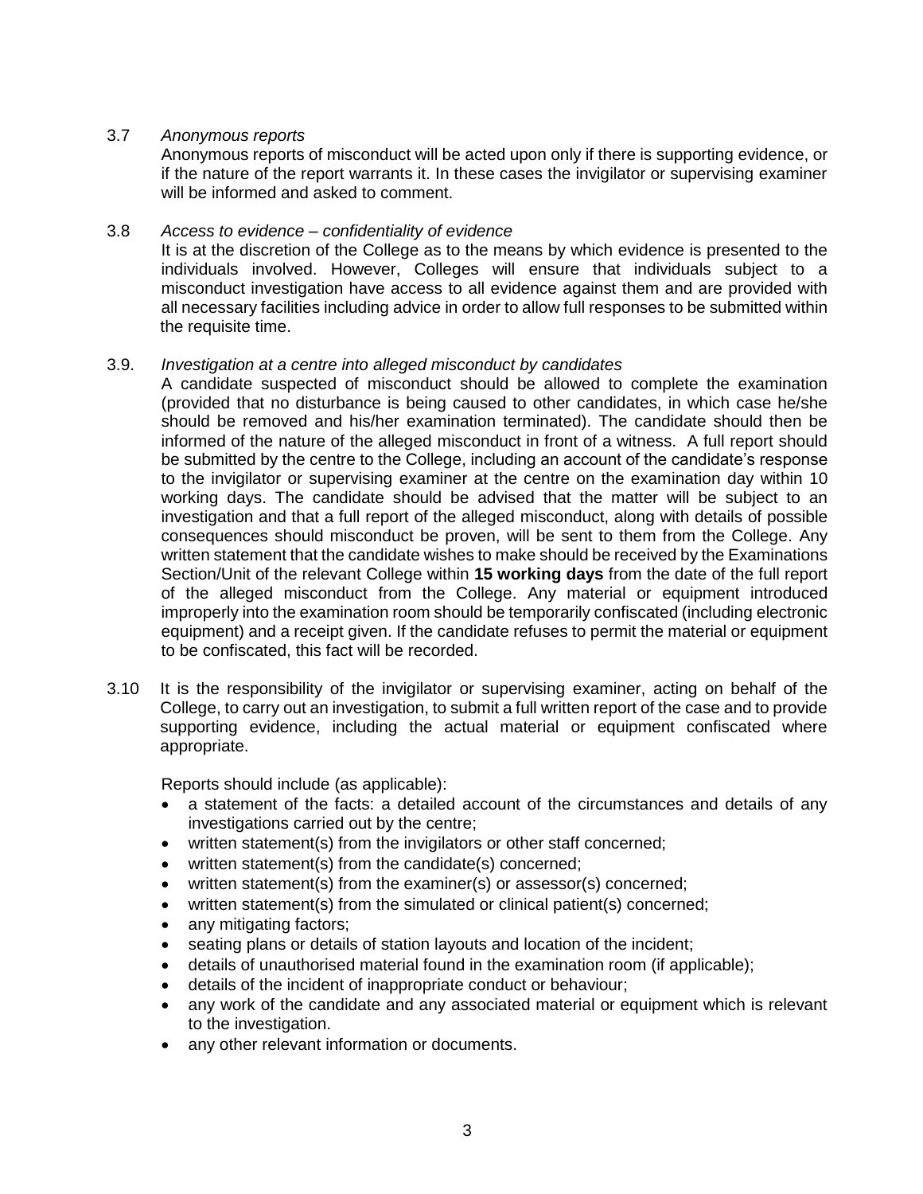3.7 *Anonymous reports*

Anonymous reports of misconduct will be acted upon only if there is supporting evidence, or if the nature of the report warrants it. In these cases the invigilator or supervising examiner will be informed and asked to comment.

3.8 *Access to evidence – confidentiality of evidence*

It is at the discretion of the College as to the means by which evidence is presented to the individuals involved. However, Colleges will ensure that individuals subject to a misconduct investigation have access to all evidence against them and are provided with all necessary facilities including advice in order to allow full responses to be submitted within the requisite time.

3.9. *Investigation at a centre into alleged misconduct by candidates*

A candidate suspected of misconduct should be allowed to complete the examination (provided that no disturbance is being caused to other candidates, in which case he/she should be removed and his/her examination terminated). The candidate should then be informed of the nature of the alleged misconduct in front of a witness. A full report should be submitted by the centre to the College, including an account of the candidate's response to the invigilator or supervising examiner at the centre on the examination day within 10 working days. The candidate should be advised that the matter will be subject to an investigation and that a full report of the alleged misconduct, along with details of possible consequences should misconduct be proven, will be sent to them from the College. Any written statement that the candidate wishes to make should be received by the Examinations Section/Unit of the relevant College within **15 working days** from the date of the full report of the alleged misconduct from the College. Any material or equipment introduced improperly into the examination room should be temporarily confiscated (including electronic equipment) and a receipt given. If the candidate refuses to permit the material or equipment to be confiscated, this fact will be recorded.

3.10 It is the responsibility of the invigilator or supervising examiner, acting on behalf of the College, to carry out an investigation, to submit a full written report of the case and to provide supporting evidence, including the actual material or equipment confiscated where appropriate.

Reports should include (as applicable):

- a statement of the facts: a detailed account of the circumstances and details of any investigations carried out by the centre;
- written statement(s) from the invigilators or other staff concerned;
- written statement(s) from the candidate(s) concerned;
- written statement(s) from the examiner(s) or assessor(s) concerned;
- written statement(s) from the simulated or clinical patient(s) concerned;
- any mitigating factors;
- seating plans or details of station layouts and location of the incident;
- details of unauthorised material found in the examination room (if applicable);
- details of the incident of inappropriate conduct or behaviour;
- any work of the candidate and any associated material or equipment which is relevant to the investigation.
- any other relevant information or documents.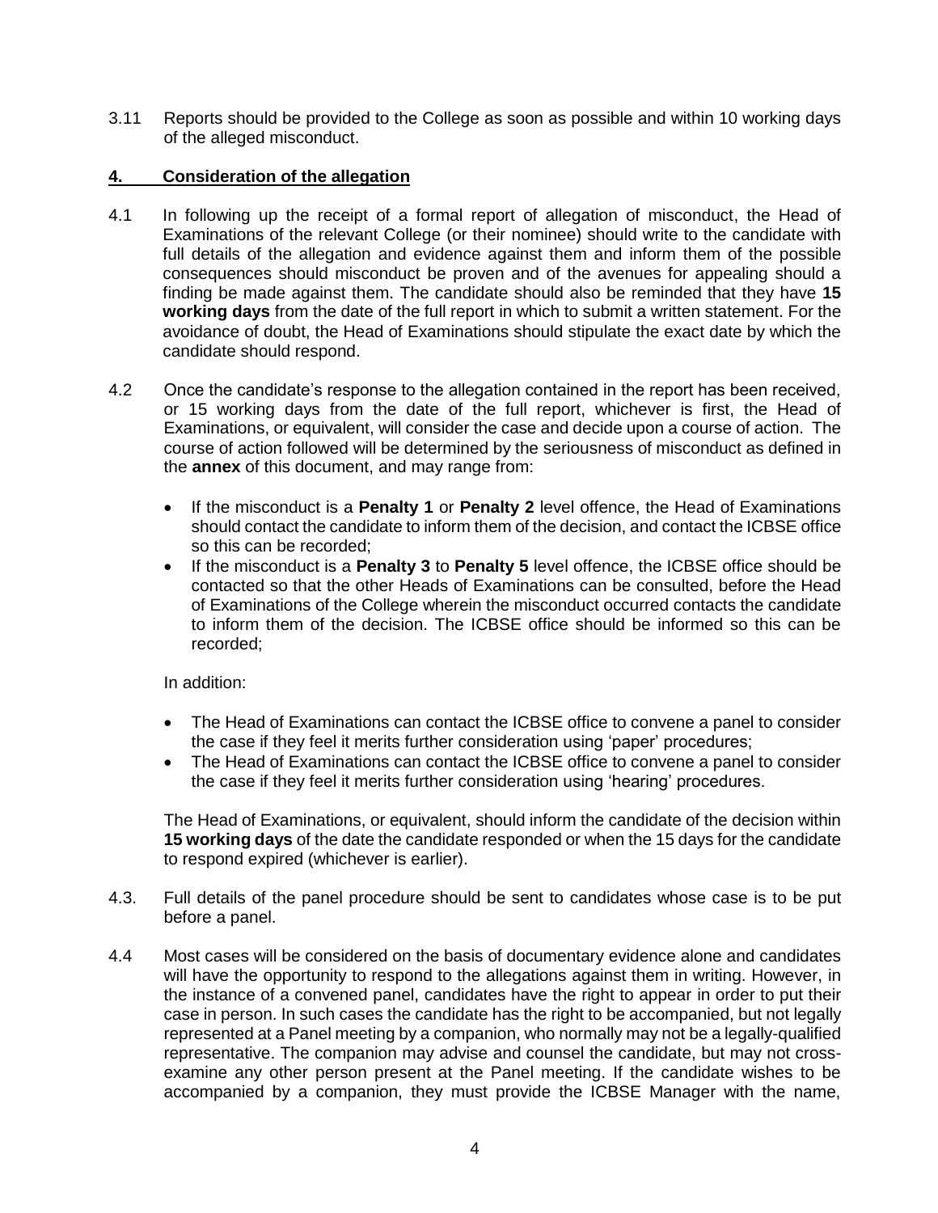3.11 Reports should be provided to the College as soon as possible and within 10 working days of the alleged misconduct.

## 4. Consideration of the allegation

4.1 In following up the receipt of a formal report of allegation of misconduct, the Head of Examinations of the relevant College (or their nominee) should write to the candidate with full details of the allegation and evidence against them and inform them of the possible consequences should misconduct be proven and of the avenues for appealing should a finding be made against them. The candidate should also be reminded that they have **15 working days** from the date of the full report in which to submit a written statement. For the avoidance of doubt, the Head of Examinations should stipulate the exact date by which the candidate should respond.

4.2 Once the candidate's response to the allegation contained in the report has been received, or 15 working days from the date of the full report, whichever is first, the Head of Examinations, or equivalent, will consider the case and decide upon a course of action. The course of action followed will be determined by the seriousness of misconduct as defined in the **annex** of this document, and may range from:

- If the misconduct is a **Penalty 1** or **Penalty 2** level offence, the Head of Examinations should contact the candidate to inform them of the decision, and contact the ICBSE office so this can be recorded;
- If the misconduct is a **Penalty 3** to **Penalty 5** level offence, the ICBSE office should be contacted so that the other Heads of Examinations can be consulted, before the Head of Examinations of the College wherein the misconduct occurred contacts the candidate to inform them of the decision. The ICBSE office should be informed so this can be recorded;

In addition:

- The Head of Examinations can contact the ICBSE office to convene a panel to consider the case if they feel it merits further consideration using 'paper' procedures;
- The Head of Examinations can contact the ICBSE office to convene a panel to consider the case if they feel it merits further consideration using 'hearing' procedures.

The Head of Examinations, or equivalent, should inform the candidate of the decision within **15 working days** of the date the candidate responded or when the 15 days for the candidate to respond expired (whichever is earlier).

4.3. Full details of the panel procedure should be sent to candidates whose case is to be put before a panel.

4.4 Most cases will be considered on the basis of documentary evidence alone and candidates will have the opportunity to respond to the allegations against them in writing. However, in the instance of a convened panel, candidates have the right to appear in order to put their case in person. In such cases the candidate has the right to be accompanied, but not legally represented at a Panel meeting by a companion, who normally may not be a legally-qualified representative. The companion may advise and counsel the candidate, but may not cross-examine any other person present at the Panel meeting. If the candidate wishes to be accompanied by a companion, they must provide the ICBSE Manager with the name,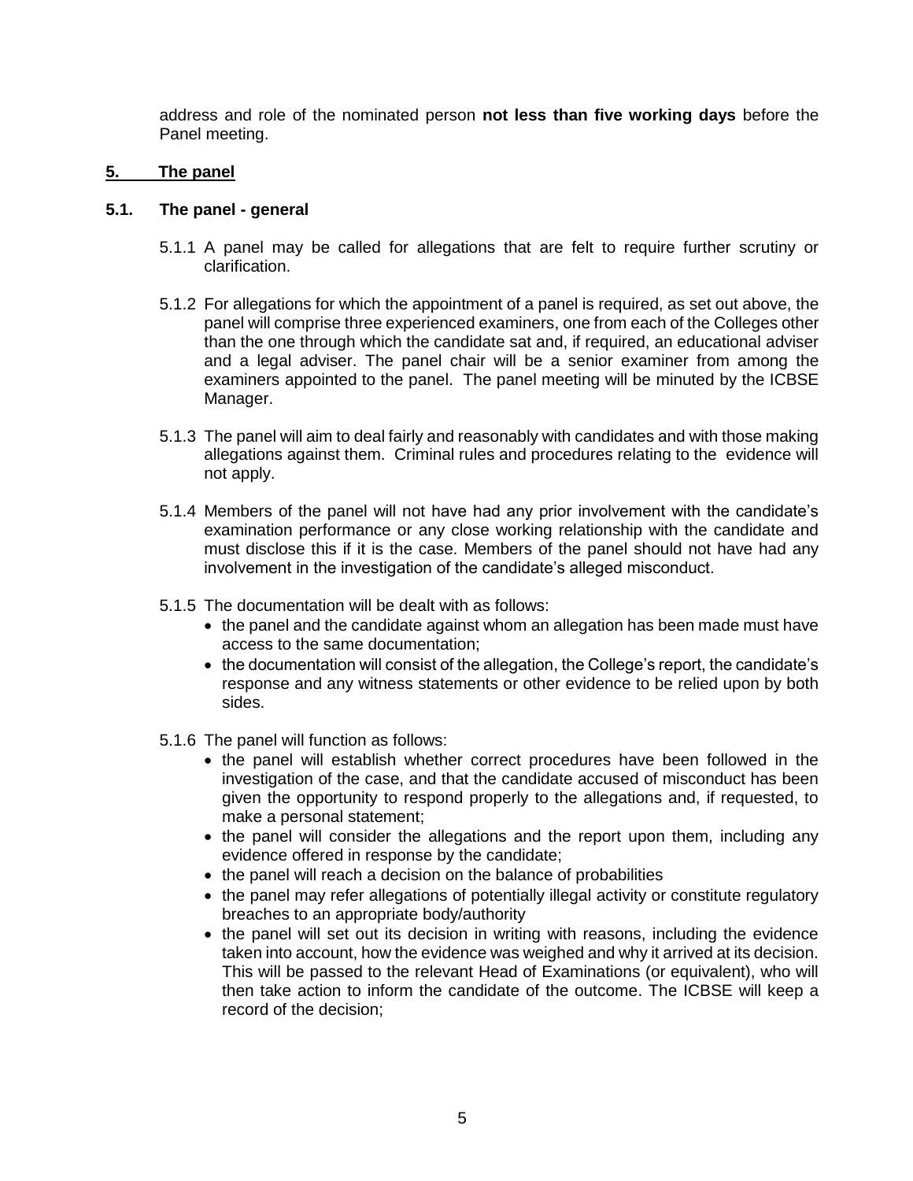address and role of the nominated person **not less than five working days** before the Panel meeting.

## 5. The panel

### 5.1. The panel - general

5.1.1 A panel may be called for allegations that are felt to require further scrutiny or clarification.

5.1.2 For allegations for which the appointment of a panel is required, as set out above, the panel will comprise three experienced examiners, one from each of the Colleges other than the one through which the candidate sat and, if required, an educational adviser and a legal adviser. The panel chair will be a senior examiner from among the examiners appointed to the panel. The panel meeting will be minuted by the ICBSE Manager.

5.1.3 The panel will aim to deal fairly and reasonably with candidates and with those making allegations against them. Criminal rules and procedures relating to the evidence will not apply.

5.1.4 Members of the panel will not have had any prior involvement with the candidate's examination performance or any close working relationship with the candidate and must disclose this if it is the case. Members of the panel should not have had any involvement in the investigation of the candidate's alleged misconduct.

5.1.5 The documentation will be dealt with as follows:

- the panel and the candidate against whom an allegation has been made must have access to the same documentation;
- the documentation will consist of the allegation, the College's report, the candidate's response and any witness statements or other evidence to be relied upon by both sides.

5.1.6 The panel will function as follows:

- the panel will establish whether correct procedures have been followed in the investigation of the case, and that the candidate accused of misconduct has been given the opportunity to respond properly to the allegations and, if requested, to make a personal statement;
- the panel will consider the allegations and the report upon them, including any evidence offered in response by the candidate;
- the panel will reach a decision on the balance of probabilities
- the panel may refer allegations of potentially illegal activity or constitute regulatory breaches to an appropriate body/authority
- the panel will set out its decision in writing with reasons, including the evidence taken into account, how the evidence was weighed and why it arrived at its decision. This will be passed to the relevant Head of Examinations (or equivalent), who will then take action to inform the candidate of the outcome. The ICBSE will keep a record of the decision;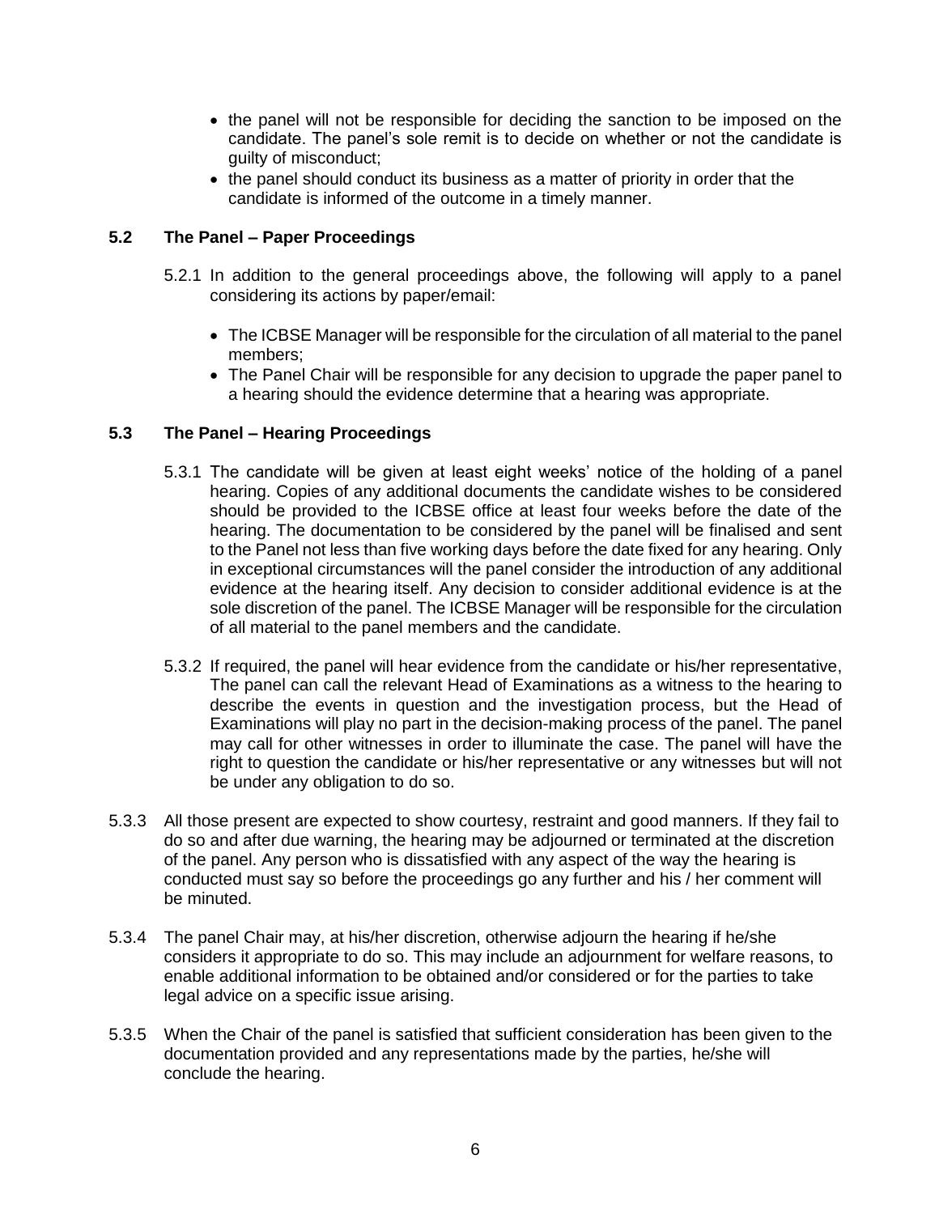- the panel will not be responsible for deciding the sanction to be imposed on the candidate. The panel's sole remit is to decide on whether or not the candidate is guilty of misconduct;
- the panel should conduct its business as a matter of priority in order that the candidate is informed of the outcome in a timely manner.

### 5.2 The Panel – Paper Proceedings

5.2.1 In addition to the general proceedings above, the following will apply to a panel considering its actions by paper/email:

- The ICBSE Manager will be responsible for the circulation of all material to the panel members;
- The Panel Chair will be responsible for any decision to upgrade the paper panel to a hearing should the evidence determine that a hearing was appropriate.

### 5.3 The Panel – Hearing Proceedings

5.3.1 The candidate will be given at least eight weeks' notice of the holding of a panel hearing. Copies of any additional documents the candidate wishes to be considered should be provided to the ICBSE office at least four weeks before the date of the hearing. The documentation to be considered by the panel will be finalised and sent to the Panel not less than five working days before the date fixed for any hearing. Only in exceptional circumstances will the panel consider the introduction of any additional evidence at the hearing itself. Any decision to consider additional evidence is at the sole discretion of the panel. The ICBSE Manager will be responsible for the circulation of all material to the panel members and the candidate.

5.3.2 If required, the panel will hear evidence from the candidate or his/her representative, The panel can call the relevant Head of Examinations as a witness to the hearing to describe the events in question and the investigation process, but the Head of Examinations will play no part in the decision-making process of the panel. The panel may call for other witnesses in order to illuminate the case. The panel will have the right to question the candidate or his/her representative or any witnesses but will not be under any obligation to do so.

5.3.3 All those present are expected to show courtesy, restraint and good manners. If they fail to do so and after due warning, the hearing may be adjourned or terminated at the discretion of the panel. Any person who is dissatisfied with any aspect of the way the hearing is conducted must say so before the proceedings go any further and his / her comment will be minuted.

5.3.4 The panel Chair may, at his/her discretion, otherwise adjourn the hearing if he/she considers it appropriate to do so. This may include an adjournment for welfare reasons, to enable additional information to be obtained and/or considered or for the parties to take legal advice on a specific issue arising.

5.3.5 When the Chair of the panel is satisfied that sufficient consideration has been given to the documentation provided and any representations made by the parties, he/she will conclude the hearing.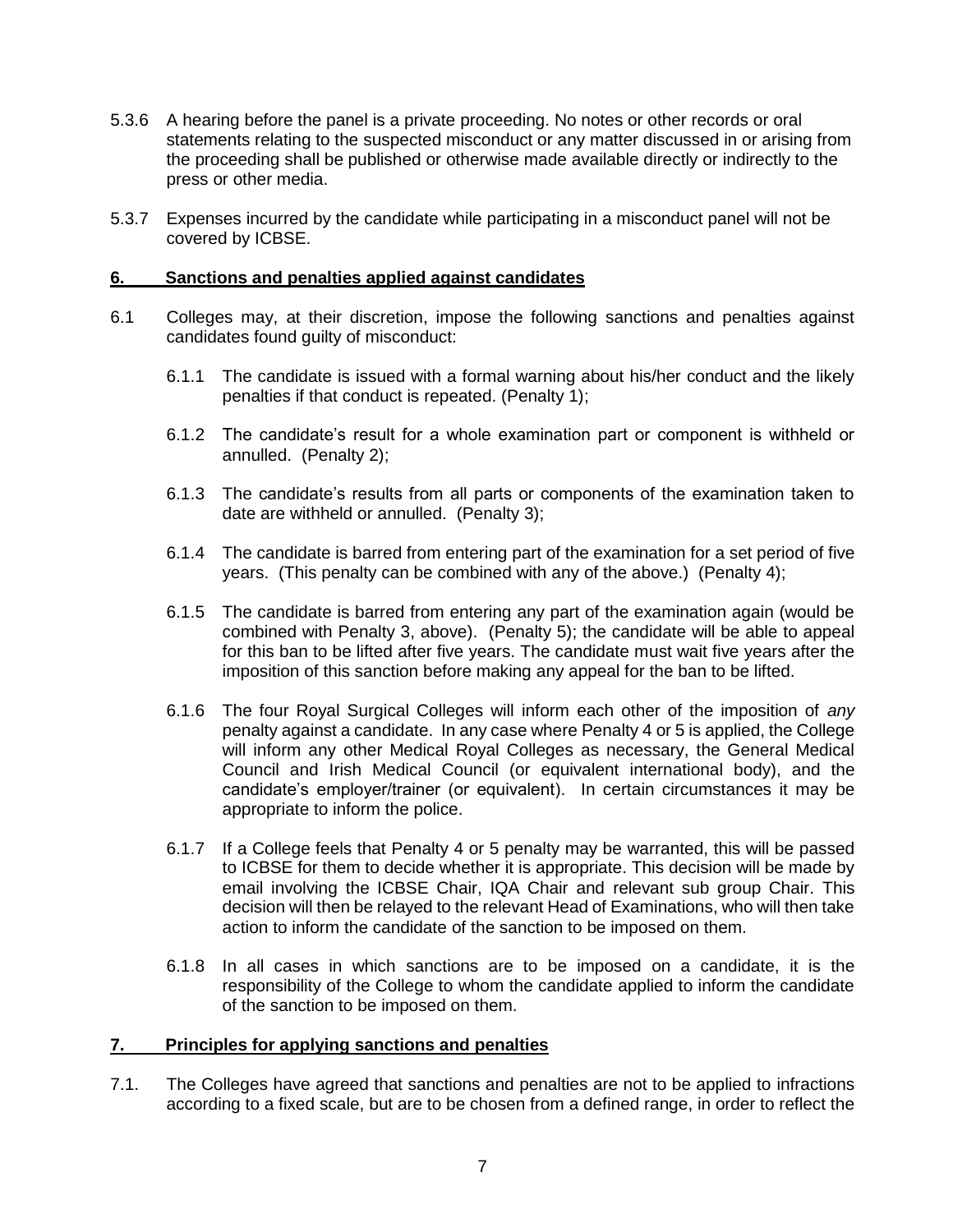5.3.6 A hearing before the panel is a private proceeding. No notes or other records or oral statements relating to the suspected misconduct or any matter discussed in or arising from the proceeding shall be published or otherwise made available directly or indirectly to the press or other media.

5.3.7 Expenses incurred by the candidate while participating in a misconduct panel will not be covered by ICBSE.

## 6. Sanctions and penalties applied against candidates

6.1 Colleges may, at their discretion, impose the following sanctions and penalties against candidates found guilty of misconduct:

6.1.1 The candidate is issued with a formal warning about his/her conduct and the likely penalties if that conduct is repeated. (Penalty 1);

6.1.2 The candidate's result for a whole examination part or component is withheld or annulled. (Penalty 2);

6.1.3 The candidate's results from all parts or components of the examination taken to date are withheld or annulled. (Penalty 3);

6.1.4 The candidate is barred from entering part of the examination for a set period of five years. (This penalty can be combined with any of the above.) (Penalty 4);

6.1.5 The candidate is barred from entering any part of the examination again (would be combined with Penalty 3, above). (Penalty 5); the candidate will be able to appeal for this ban to be lifted after five years. The candidate must wait five years after the imposition of this sanction before making any appeal for the ban to be lifted.

6.1.6 The four Royal Surgical Colleges will inform each other of the imposition of *any* penalty against a candidate. In any case where Penalty 4 or 5 is applied, the College will inform any other Medical Royal Colleges as necessary, the General Medical Council and Irish Medical Council (or equivalent international body), and the candidate's employer/trainer (or equivalent). In certain circumstances it may be appropriate to inform the police.

6.1.7 If a College feels that Penalty 4 or 5 penalty may be warranted, this will be passed to ICBSE for them to decide whether it is appropriate. This decision will be made by email involving the ICBSE Chair, IQA Chair and relevant sub group Chair. This decision will then be relayed to the relevant Head of Examinations, who will then take action to inform the candidate of the sanction to be imposed on them.

6.1.8 In all cases in which sanctions are to be imposed on a candidate, it is the responsibility of the College to whom the candidate applied to inform the candidate of the sanction to be imposed on them.

## 7. Principles for applying sanctions and penalties

7.1. The Colleges have agreed that sanctions and penalties are not to be applied to infractions according to a fixed scale, but are to be chosen from a defined range, in order to reflect the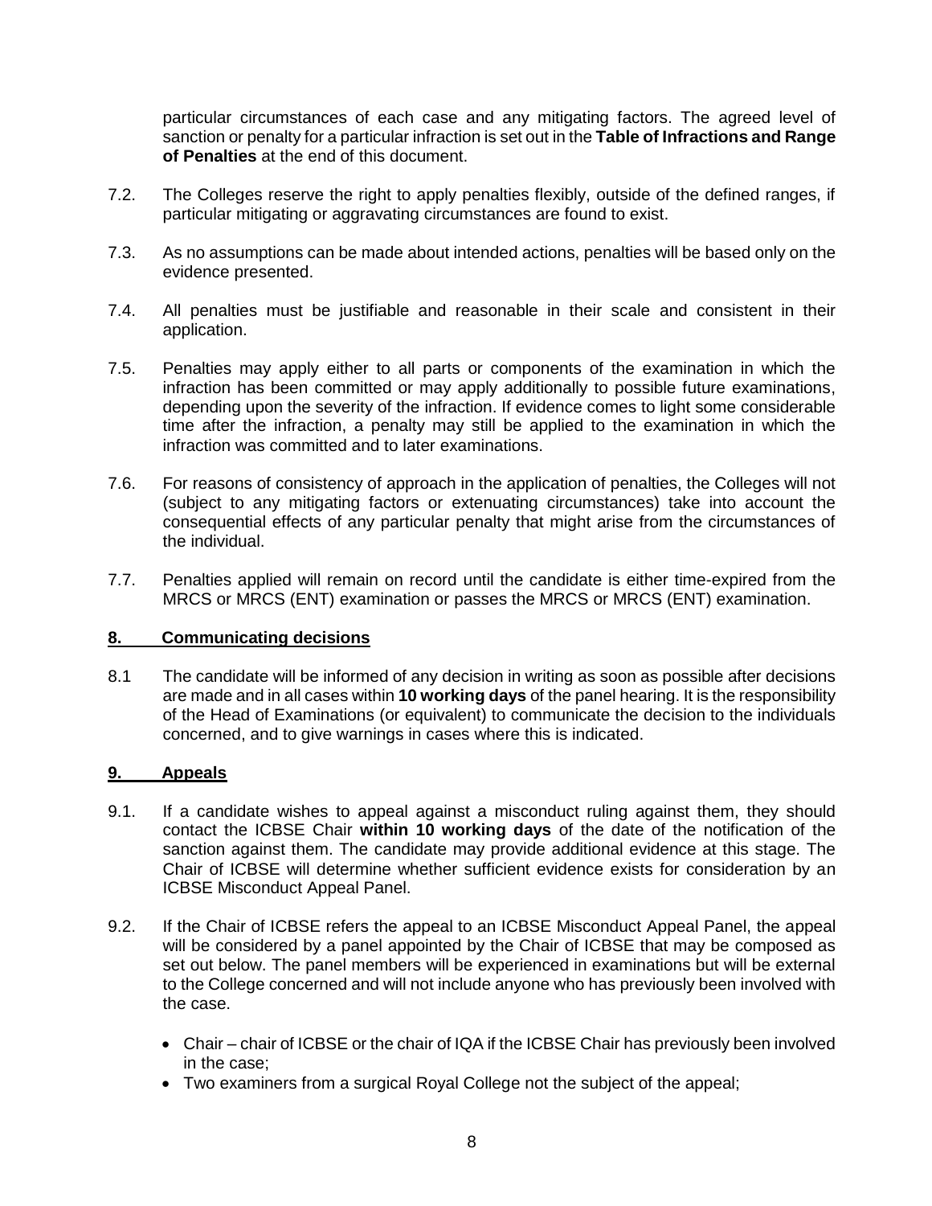particular circumstances of each case and any mitigating factors. The agreed level of sanction or penalty for a particular infraction is set out in the **Table of Infractions and Range of Penalties** at the end of this document.

7.2. The Colleges reserve the right to apply penalties flexibly, outside of the defined ranges, if particular mitigating or aggravating circumstances are found to exist.

7.3. As no assumptions can be made about intended actions, penalties will be based only on the evidence presented.

7.4. All penalties must be justifiable and reasonable in their scale and consistent in their application.

7.5. Penalties may apply either to all parts or components of the examination in which the infraction has been committed or may apply additionally to possible future examinations, depending upon the severity of the infraction. If evidence comes to light some considerable time after the infraction, a penalty may still be applied to the examination in which the infraction was committed and to later examinations.

7.6. For reasons of consistency of approach in the application of penalties, the Colleges will not (subject to any mitigating factors or extenuating circumstances) take into account the consequential effects of any particular penalty that might arise from the circumstances of the individual.

7.7. Penalties applied will remain on record until the candidate is either time-expired from the MRCS or MRCS (ENT) examination or passes the MRCS or MRCS (ENT) examination.

## 8. Communicating decisions

8.1 The candidate will be informed of any decision in writing as soon as possible after decisions are made and in all cases within **10 working days** of the panel hearing. It is the responsibility of the Head of Examinations (or equivalent) to communicate the decision to the individuals concerned, and to give warnings in cases where this is indicated.

## 9. Appeals

9.1. If a candidate wishes to appeal against a misconduct ruling against them, they should contact the ICBSE Chair **within 10 working days** of the date of the notification of the sanction against them. The candidate may provide additional evidence at this stage. The Chair of ICBSE will determine whether sufficient evidence exists for consideration by an ICBSE Misconduct Appeal Panel.

9.2. If the Chair of ICBSE refers the appeal to an ICBSE Misconduct Appeal Panel, the appeal will be considered by a panel appointed by the Chair of ICBSE that may be composed as set out below. The panel members will be experienced in examinations but will be external to the College concerned and will not include anyone who has previously been involved with the case.

- Chair – chair of ICBSE or the chair of IQA if the ICBSE Chair has previously been involved in the case;
- Two examiners from a surgical Royal College not the subject of the appeal;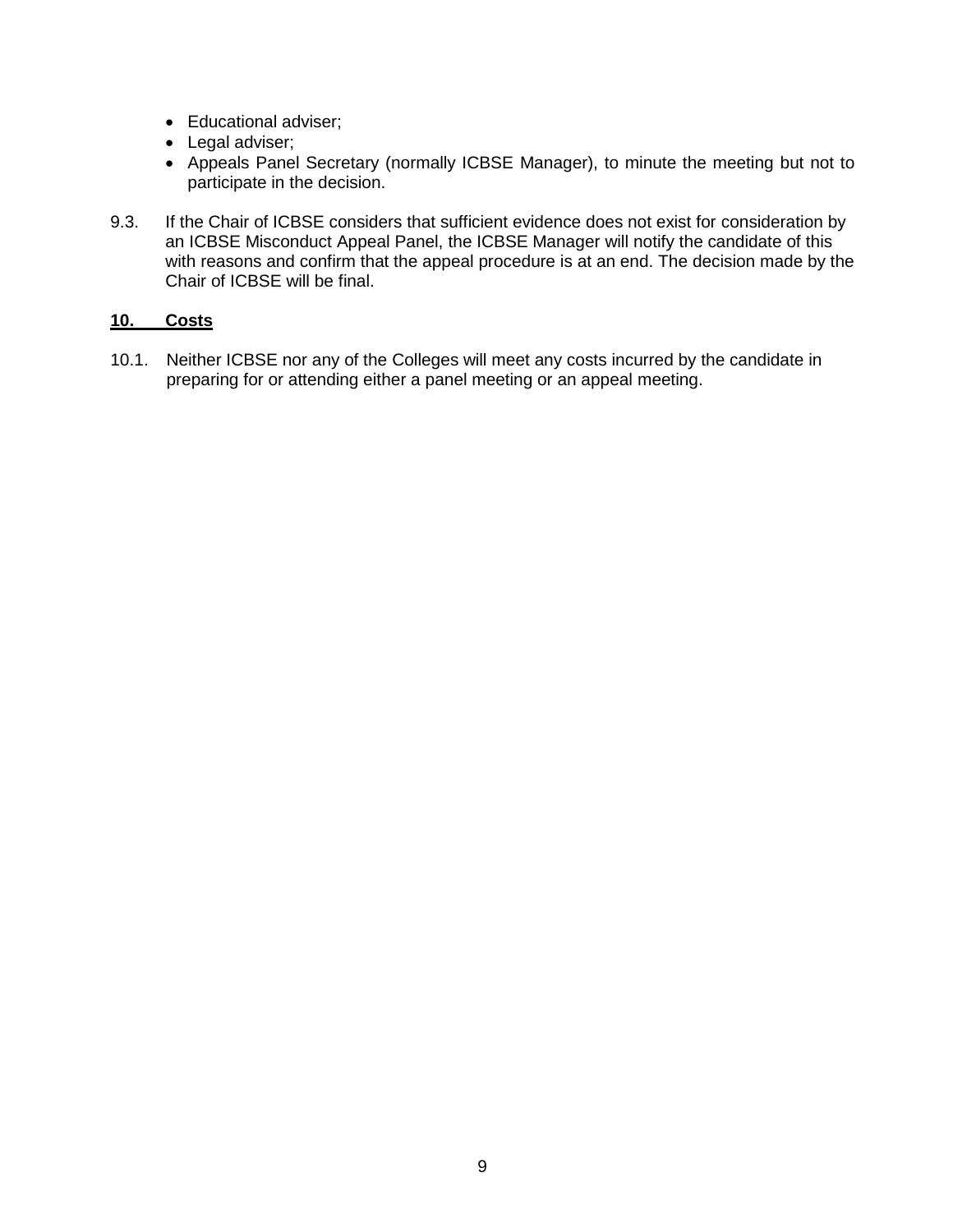- Educational adviser;
- Legal adviser;
- Appeals Panel Secretary (normally ICBSE Manager), to minute the meeting but not to participate in the decision.

9.3. If the Chair of ICBSE considers that sufficient evidence does not exist for consideration by an ICBSE Misconduct Appeal Panel, the ICBSE Manager will notify the candidate of this with reasons and confirm that the appeal procedure is at an end. The decision made by the Chair of ICBSE will be final.

## 10. Costs

10.1. Neither ICBSE nor any of the Colleges will meet any costs incurred by the candidate in preparing for or attending either a panel meeting or an appeal meeting.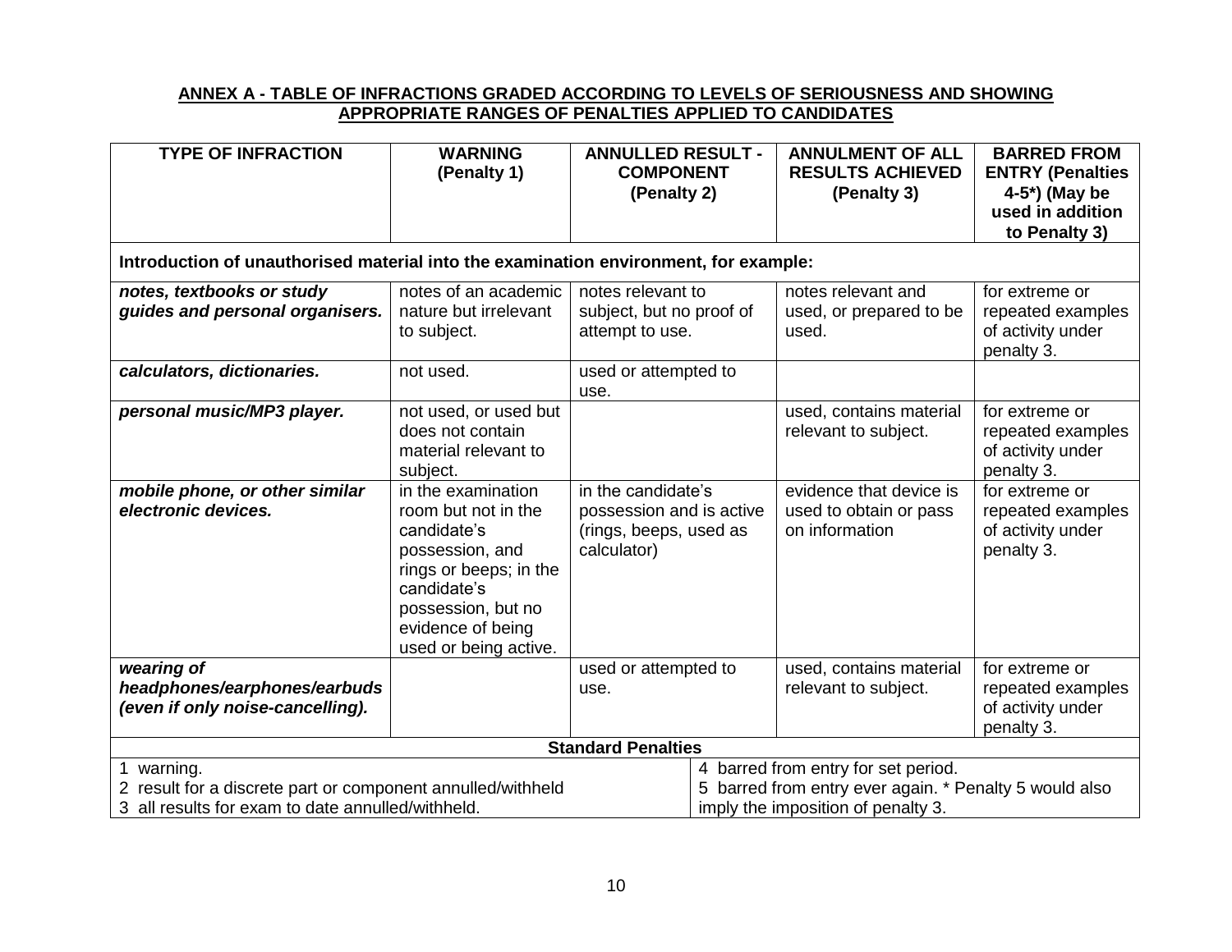## ANNEX A - TABLE OF INFRACTIONS GRADED ACCORDING TO LEVELS OF SERIOUSNESS AND SHOWING APPROPRIATE RANGES OF PENALTIES APPLIED TO CANDIDATES

| TYPE OF INFRACTION | WARNING (Penalty 1) | ANNULLED RESULT - COMPONENT (Penalty 2) | ANNULMENT OF ALL RESULTS ACHIEVED (Penalty 3) | BARRED FROM ENTRY (Penalties 4-5*) (May be used in addition to Penalty 3) |
|---|---|---|---|---|
| **Introduction of unauthorised material into the examination environment, for example:** | | | | |
| ***notes, textbooks or study guides and personal organisers.*** | notes of an academic nature but irrelevant to subject. | notes relevant to subject, but no proof of attempt to use. | notes relevant and used, or prepared to be used. | for extreme or repeated examples of activity under penalty 3. |
| ***calculators, dictionaries.*** | not used. | used or attempted to use. | | |
| ***personal music/MP3 player.*** | not used, or used but does not contain material relevant to subject. | | used, contains material relevant to subject. | for extreme or repeated examples of activity under penalty 3. |
| ***mobile phone, or other similar electronic devices.*** | in the examination room but not in the candidate's possession, and rings or beeps; in the candidate's possession, but no evidence of being used or being active. | in the candidate's possession and is active (rings, beeps, used as calculator) | evidence that device is used to obtain or pass on information | for extreme or repeated examples of activity under penalty 3. |
| ***wearing of headphones/earphones/earbuds (even if only noise-cancelling).*** | | used or attempted to use. | used, contains material relevant to subject. | for extreme or repeated examples of activity under penalty 3. |

**Standard Penalties**

| | |
|---|---|
| 1 warning. | 4 barred from entry for set period. |
| 2 result for a discrete part or component annulled/withheld | 5 barred from entry ever again. * Penalty 5 would also imply the imposition of penalty 3. |
| 3 all results for exam to date annulled/withheld. | |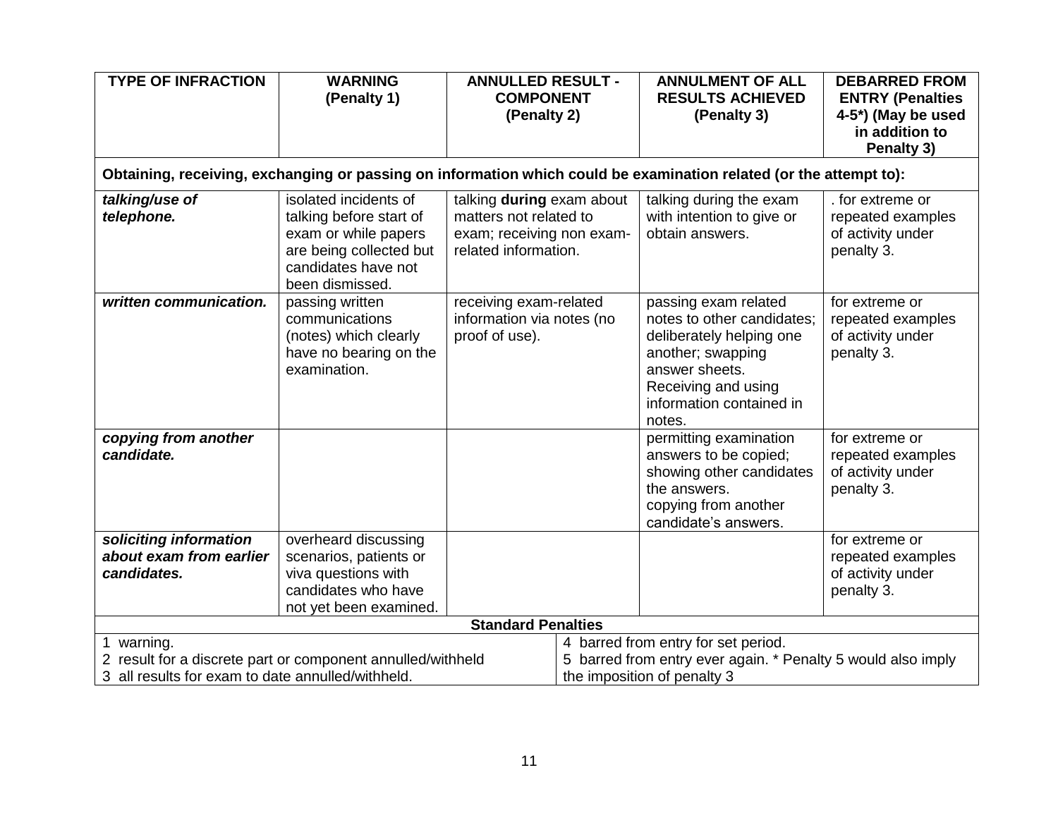| TYPE OF INFRACTION | WARNING (Penalty 1) | ANNULLED RESULT - COMPONENT (Penalty 2) | ANNULMENT OF ALL RESULTS ACHIEVED (Penalty 3) | DEBARRED FROM ENTRY (Penalties 4-5*) (May be used in addition to Penalty 3) |
|---|---|---|---|---|
| **Obtaining, receiving, exchanging or passing on information which could be examination related (or the attempt to):** | | | | |
| ***talking/use of telephone.*** | isolated incidents of talking before start of exam or while papers are being collected but candidates have not been dismissed. | talking **during** exam about matters not related to exam; receiving non exam-related information. | talking during the exam with intention to give or obtain answers. | . for extreme or repeated examples of activity under penalty 3. |
| ***written communication.*** | passing written communications (notes) which clearly have no bearing on the examination. | receiving exam-related information via notes (no proof of use). | passing exam related notes to other candidates; deliberately helping one another; swapping answer sheets. Receiving and using information contained in notes. | for extreme or repeated examples of activity under penalty 3. |
| ***copying from another candidate.*** | | | permitting examination answers to be copied; showing other candidates the answers. copying from another candidate's answers. | for extreme or repeated examples of activity under penalty 3. |
| ***soliciting information about exam from earlier candidates.*** | overheard discussing scenarios, patients or viva questions with candidates who have not yet been examined. | | | for extreme or repeated examples of activity under penalty 3. |

**Standard Penalties**

| | |
|---|---|
| 1 warning. | 4 barred from entry for set period. |
| 2 result for a discrete part or component annulled/withheld | 5 barred from entry ever again. * Penalty 5 would also imply |
| 3 all results for exam to date annulled/withheld. | the imposition of penalty 3 |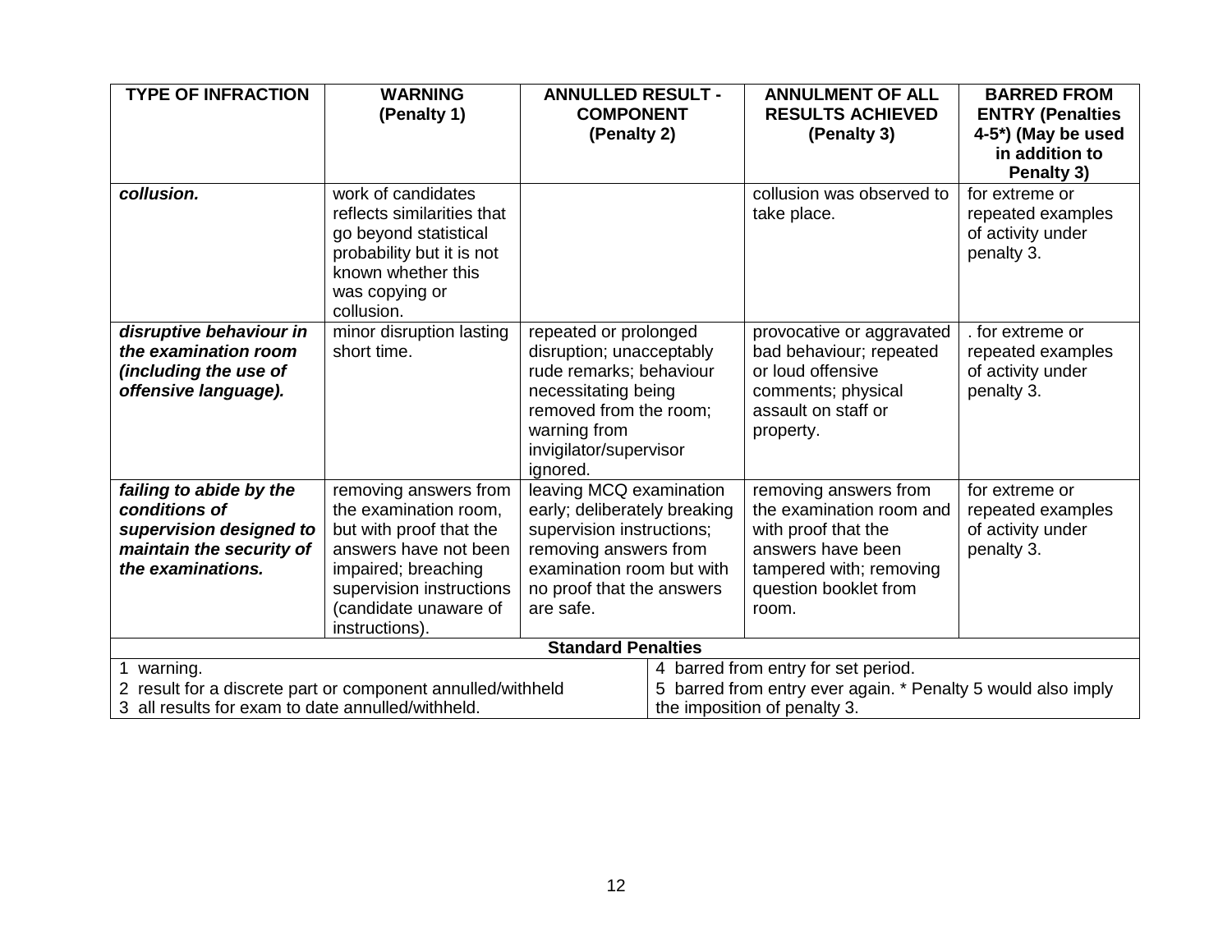| TYPE OF INFRACTION | WARNING (Penalty 1) | ANNULLED RESULT - COMPONENT (Penalty 2) | ANNULMENT OF ALL RESULTS ACHIEVED (Penalty 3) | BARRED FROM ENTRY (Penalties 4-5*) (May be used in addition to Penalty 3) |
|---|---|---|---|---|
| ***collusion.*** | work of candidates reflects similarities that go beyond statistical probability but it is not known whether this was copying or collusion. | | collusion was observed to take place. | for extreme or repeated examples of activity under penalty 3. |
| ***disruptive behaviour in the examination room (including the use of offensive language).*** | minor disruption lasting short time. | repeated or prolonged disruption; unacceptably rude remarks; behaviour necessitating being removed from the room; warning from invigilator/supervisor ignored. | provocative or aggravated bad behaviour; repeated or loud offensive comments; physical assault on staff or property. | . for extreme or repeated examples of activity under penalty 3. |
| ***failing to abide by the conditions of supervision designed to maintain the security of the examinations.*** | removing answers from the examination room, but with proof that the answers have not been impaired; breaching supervision instructions (candidate unaware of instructions). | leaving MCQ examination early; deliberately breaking supervision instructions; removing answers from examination room but with no proof that the answers are safe. | removing answers from the examination room and with proof that the answers have been tampered with; removing question booklet from room. | for extreme or repeated examples of activity under penalty 3. |

**Standard Penalties**

1 warning.
2 result for a discrete part or component annulled/withheld
3 all results for exam to date annulled/withheld.
4 barred from entry for set period.
5 barred from entry ever again. * Penalty 5 would also imply the imposition of penalty 3.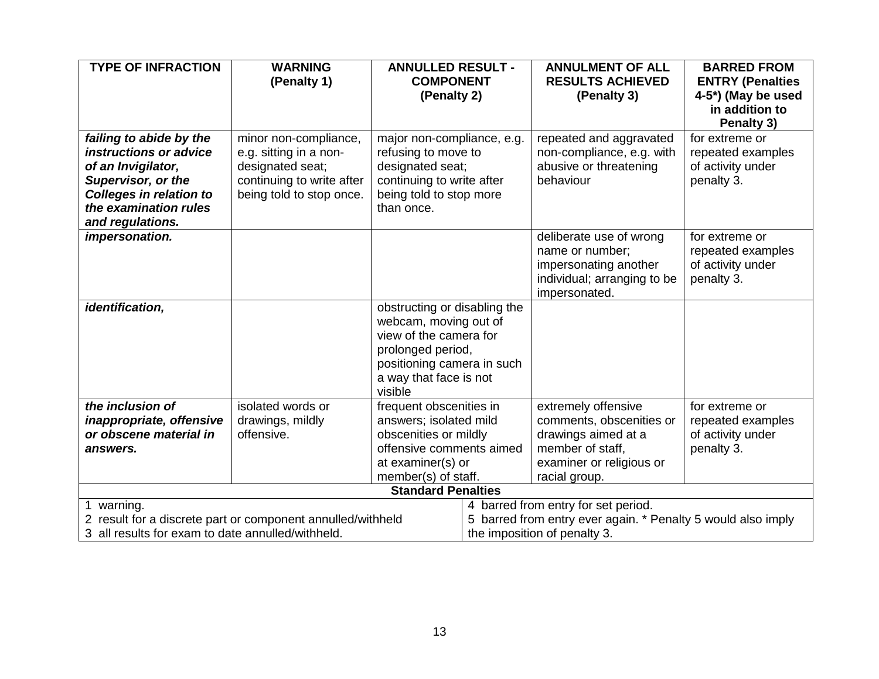| TYPE OF INFRACTION | WARNING (Penalty 1) | ANNULLED RESULT - COMPONENT (Penalty 2) | ANNULMENT OF ALL RESULTS ACHIEVED (Penalty 3) | BARRED FROM ENTRY (Penalties 4-5*) (May be used in addition to Penalty 3) |
|---|---|---|---|---|
| ***failing to abide by the instructions or advice of an Invigilator, Supervisor, or the Colleges in relation to the examination rules and regulations.*** | minor non-compliance, e.g. sitting in a non-designated seat; continuing to write after being told to stop once. | major non-compliance, e.g. refusing to move to designated seat; continuing to write after being told to stop more than once. | repeated and aggravated non-compliance, e.g. with abusive or threatening behaviour | for extreme or repeated examples of activity under penalty 3. |
| ***impersonation.*** | | | deliberate use of wrong name or number; impersonating another individual; arranging to be impersonated. | for extreme or repeated examples of activity under penalty 3. |
| ***identification,*** | | obstructing or disabling the webcam, moving out of view of the camera for prolonged period, positioning camera in such a way that face is not visible | | |
| ***the inclusion of inappropriate, offensive or obscene material in answers.*** | isolated words or drawings, mildly offensive. | frequent obscenities in answers; isolated mild obscenities or mildly offensive comments aimed at examiner(s) or member(s) of staff. | extremely offensive comments, obscenities or drawings aimed at a member of staff, examiner or religious or racial group. | for extreme or repeated examples of activity under penalty 3. |

**Standard Penalties**

| | |
|---|---|
| 1 warning. | 4 barred from entry for set period. |
| 2 result for a discrete part or component annulled/withheld | 5 barred from entry ever again. * Penalty 5 would also imply the imposition of penalty 3. |
| 3 all results for exam to date annulled/withheld. | |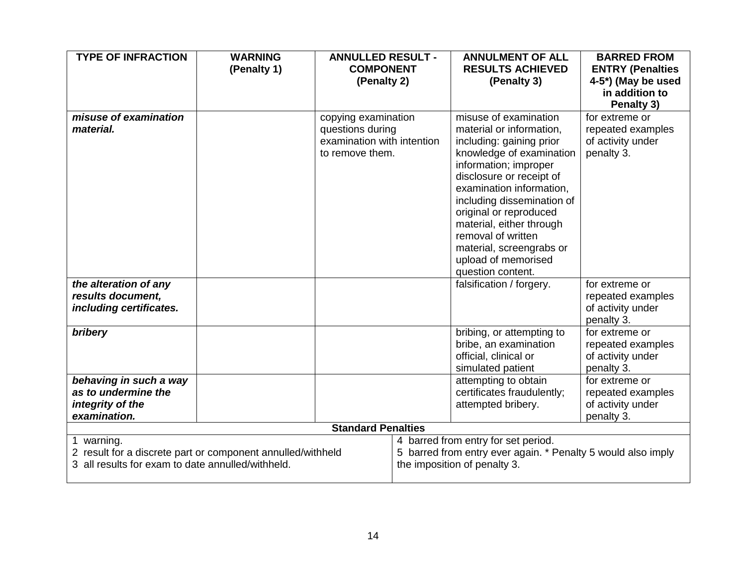| TYPE OF INFRACTION | WARNING (Penalty 1) | ANNULLED RESULT - COMPONENT (Penalty 2) | ANNULMENT OF ALL RESULTS ACHIEVED (Penalty 3) | BARRED FROM ENTRY (Penalties 4-5*) (May be used in addition to Penalty 3) |
|---|---|---|---|---|
| ***misuse of examination material.*** | | copying examination questions during examination with intention to remove them. | misuse of examination material or information, including: gaining prior knowledge of examination information; improper disclosure or receipt of examination information, including dissemination of original or reproduced material, either through removal of written material, screengrabs or upload of memorised question content. | for extreme or repeated examples of activity under penalty 3. |
| ***the alteration of any results document, including certificates.*** | | | falsification / forgery. | for extreme or repeated examples of activity under penalty 3. |
| ***bribery*** | | | bribing, or attempting to bribe, an examination official, clinical or simulated patient | for extreme or repeated examples of activity under penalty 3. |
| ***behaving in such a way as to undermine the integrity of the examination.*** | | | attempting to obtain certificates fraudulently; attempted bribery. | for extreme or repeated examples of activity under penalty 3. |

**Standard Penalties**

| | |
|---|---|
| 1 warning.<br>2 result for a discrete part or component annulled/withheld<br>3 all results for exam to date annulled/withheld. | 4 barred from entry for set period.<br>5 barred from entry ever again. * Penalty 5 would also imply the imposition of penalty 3. |